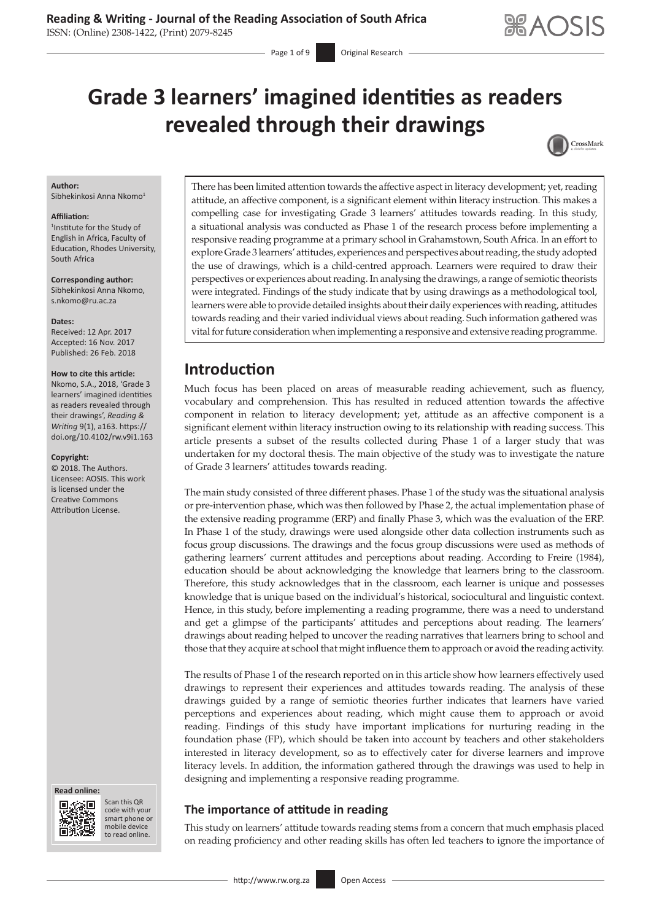# Grade 3 learners' imagined identities as readers revealed through their drawings

**Author:**
Sibhekinkosi Anna Nkomo[1]

**Affiliation:**
[1]Institute for the Study of English in Africa, Faculty of Education, Rhodes University, South Africa

**Corresponding author:**
Sibhekinkosi Anna Nkomo,
s.nkomo@ru.ac.za

**Dates:**
Received: 12 Apr. 2017
Accepted: 16 Nov. 2017
Published: 26 Feb. 2018

**How to cite this article:**
Nkomo, S.A., 2018, 'Grade 3 learners' imagined identities as readers revealed through their drawings', *Reading & Writing* 9(1), a163. https://doi.org/10.4102/rw.v9i1.163

**Copyright:**
© 2018. The Authors. Licensee: AOSIS. This work is licensed under the Creative Commons Attribution License.

There has been limited attention towards the affective aspect in literacy development; yet, reading attitude, an affective component, is a significant element within literacy instruction. This makes a compelling case for investigating Grade 3 learners' attitudes towards reading. In this study, a situational analysis was conducted as Phase 1 of the research process before implementing a responsive reading programme at a primary school in Grahamstown, South Africa. In an effort to explore Grade 3 learners' attitudes, experiences and perspectives about reading, the study adopted the use of drawings, which is a child-centred approach. Learners were required to draw their perspectives or experiences about reading. In analysing the drawings, a range of semiotic theorists were integrated. Findings of the study indicate that by using drawings as a methodological tool, learners were able to provide detailed insights about their daily experiences with reading, attitudes towards reading and their varied individual views about reading. Such information gathered was vital for future consideration when implementing a responsive and extensive reading programme.

## Introduction

Much focus has been placed on areas of measurable reading achievement, such as fluency, vocabulary and comprehension. This has resulted in reduced attention towards the affective component in relation to literacy development; yet, attitude as an affective component is a significant element within literacy instruction owing to its relationship with reading success. This article presents a subset of the results collected during Phase 1 of a larger study that was undertaken for my doctoral thesis. The main objective of the study was to investigate the nature of Grade 3 learners' attitudes towards reading.

The main study consisted of three different phases. Phase 1 of the study was the situational analysis or pre-intervention phase, which was then followed by Phase 2, the actual implementation phase of the extensive reading programme (ERP) and finally Phase 3, which was the evaluation of the ERP. In Phase 1 of the study, drawings were used alongside other data collection instruments such as focus group discussions. The drawings and the focus group discussions were used as methods of gathering learners' current attitudes and perceptions about reading. According to Freire (1984), education should be about acknowledging the knowledge that learners bring to the classroom. Therefore, this study acknowledges that in the classroom, each learner is unique and possesses knowledge that is unique based on the individual's historical, sociocultural and linguistic context. Hence, in this study, before implementing a reading programme, there was a need to understand and get a glimpse of the participants' attitudes and perceptions about reading. The learners' drawings about reading helped to uncover the reading narratives that learners bring to school and those that they acquire at school that might influence them to approach or avoid the reading activity.

The results of Phase 1 of the research reported on in this article show how learners effectively used drawings to represent their experiences and attitudes towards reading. The analysis of these drawings guided by a range of semiotic theories further indicates that learners have varied perceptions and experiences about reading, which might cause them to approach or avoid reading. Findings of this study have important implications for nurturing reading in the foundation phase (FP), which should be taken into account by teachers and other stakeholders interested in literacy development, so as to effectively cater for diverse learners and improve literacy levels. In addition, the information gathered through the drawings was used to help in designing and implementing a responsive reading programme.

### The importance of attitude in reading

This study on learners' attitude towards reading stems from a concern that much emphasis placed on reading proficiency and other reading skills has often led teachers to ignore the importance of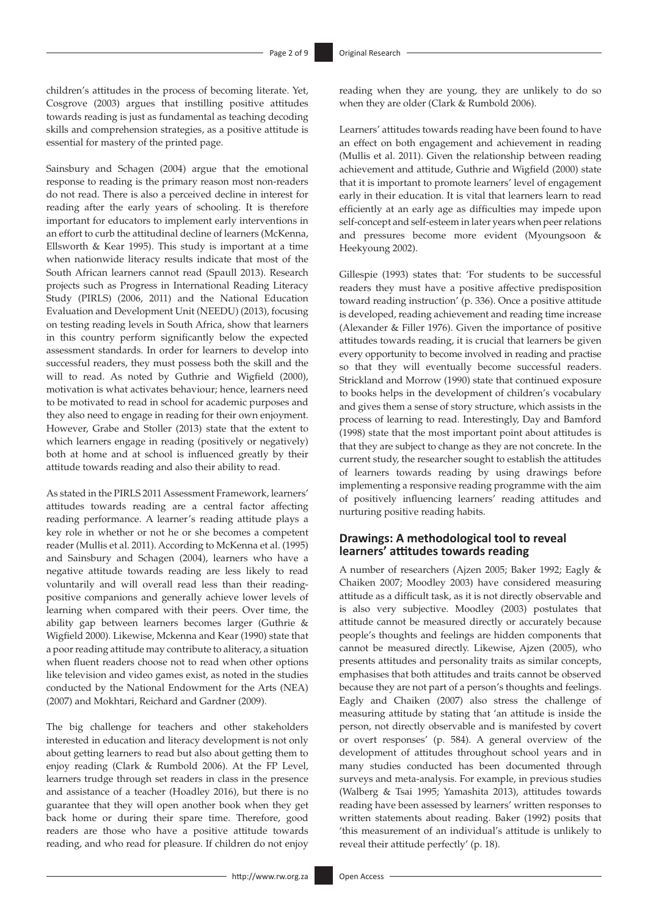children's attitudes in the process of becoming literate. Yet, Cosgrove (2003) argues that instilling positive attitudes towards reading is just as fundamental as teaching decoding skills and comprehension strategies, as a positive attitude is essential for mastery of the printed page.

Sainsbury and Schagen (2004) argue that the emotional response to reading is the primary reason most non-readers do not read. There is also a perceived decline in interest for reading after the early years of schooling. It is therefore important for educators to implement early interventions in an effort to curb the attitudinal decline of learners (McKenna, Ellsworth & Kear 1995). This study is important at a time when nationwide literacy results indicate that most of the South African learners cannot read (Spaull 2013). Research projects such as Progress in International Reading Literacy Study (PIRLS) (2006, 2011) and the National Education Evaluation and Development Unit (NEEDU) (2013), focusing on testing reading levels in South Africa, show that learners in this country perform significantly below the expected assessment standards. In order for learners to develop into successful readers, they must possess both the skill and the will to read. As noted by Guthrie and Wigfield (2000), motivation is what activates behaviour; hence, learners need to be motivated to read in school for academic purposes and they also need to engage in reading for their own enjoyment. However, Grabe and Stoller (2013) state that the extent to which learners engage in reading (positively or negatively) both at home and at school is influenced greatly by their attitude towards reading and also their ability to read.

As stated in the PIRLS 2011 Assessment Framework, learners' attitudes towards reading are a central factor affecting reading performance. A learner's reading attitude plays a key role in whether or not he or she becomes a competent reader (Mullis et al. 2011). According to McKenna et al. (1995) and Sainsbury and Schagen (2004), learners who have a negative attitude towards reading are less likely to read voluntarily and will overall read less than their reading-positive companions and generally achieve lower levels of learning when compared with their peers. Over time, the ability gap between learners becomes larger (Guthrie & Wigfield 2000). Likewise, Mckenna and Kear (1990) state that a poor reading attitude may contribute to aliteracy, a situation when fluent readers choose not to read when other options like television and video games exist, as noted in the studies conducted by the National Endowment for the Arts (NEA) (2007) and Mokhtari, Reichard and Gardner (2009).

The big challenge for teachers and other stakeholders interested in education and literacy development is not only about getting learners to read but also about getting them to enjoy reading (Clark & Rumbold 2006). At the FP Level, learners trudge through set readers in class in the presence and assistance of a teacher (Hoadley 2016), but there is no guarantee that they will open another book when they get back home or during their spare time. Therefore, good readers are those who have a positive attitude towards reading, and who read for pleasure. If children do not enjoy reading when they are young, they are unlikely to do so when they are older (Clark & Rumbold 2006).

Learners' attitudes towards reading have been found to have an effect on both engagement and achievement in reading (Mullis et al. 2011). Given the relationship between reading achievement and attitude, Guthrie and Wigfield (2000) state that it is important to promote learners' level of engagement early in their education. It is vital that learners learn to read efficiently at an early age as difficulties may impede upon self-concept and self-esteem in later years when peer relations and pressures become more evident (Myoungsoon & Heekyoung 2002).

Gillespie (1993) states that: 'For students to be successful readers they must have a positive affective predisposition toward reading instruction' (p. 336). Once a positive attitude is developed, reading achievement and reading time increase (Alexander & Filler 1976). Given the importance of positive attitudes towards reading, it is crucial that learners be given every opportunity to become involved in reading and practise so that they will eventually become successful readers. Strickland and Morrow (1990) state that continued exposure to books helps in the development of children's vocabulary and gives them a sense of story structure, which assists in the process of learning to read. Interestingly, Day and Bamford (1998) state that the most important point about attitudes is that they are subject to change as they are not concrete. In the current study, the researcher sought to establish the attitudes of learners towards reading by using drawings before implementing a responsive reading programme with the aim of positively influencing learners' reading attitudes and nurturing positive reading habits.

## Drawings: A methodological tool to reveal learners' attitudes towards reading

A number of researchers (Ajzen 2005; Baker 1992; Eagly & Chaiken 2007; Moodley 2003) have considered measuring attitude as a difficult task, as it is not directly observable and is also very subjective. Moodley (2003) postulates that attitude cannot be measured directly or accurately because people's thoughts and feelings are hidden components that cannot be measured directly. Likewise, Ajzen (2005), who presents attitudes and personality traits as similar concepts, emphasises that both attitudes and traits cannot be observed because they are not part of a person's thoughts and feelings. Eagly and Chaiken (2007) also stress the challenge of measuring attitude by stating that 'an attitude is inside the person, not directly observable and is manifested by covert or overt responses' (p. 584). A general overview of the development of attitudes throughout school years and in many studies conducted has been documented through surveys and meta-analysis. For example, in previous studies (Walberg & Tsai 1995; Yamashita 2013), attitudes towards reading have been assessed by learners' written responses to written statements about reading. Baker (1992) posits that 'this measurement of an individual's attitude is unlikely to reveal their attitude perfectly' (p. 18).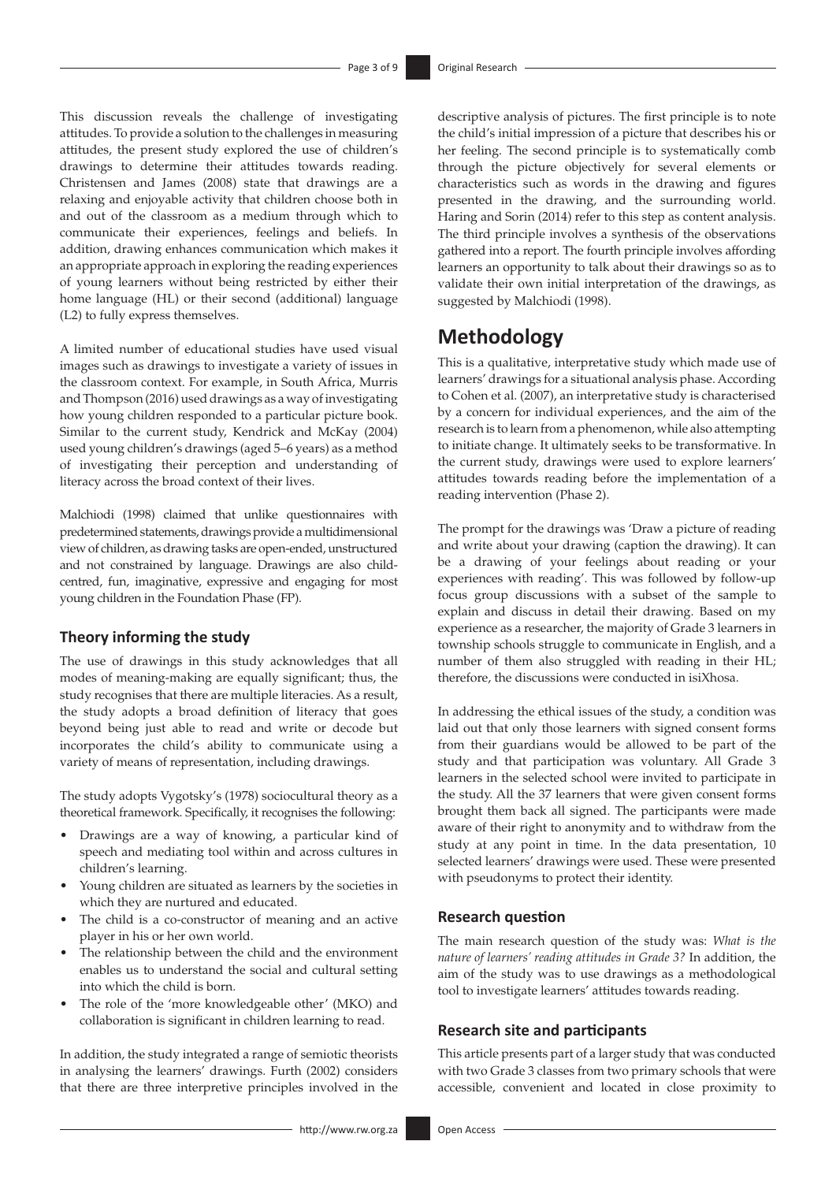This discussion reveals the challenge of investigating attitudes. To provide a solution to the challenges in measuring attitudes, the present study explored the use of children's drawings to determine their attitudes towards reading. Christensen and James (2008) state that drawings are a relaxing and enjoyable activity that children choose both in and out of the classroom as a medium through which to communicate their experiences, feelings and beliefs. In addition, drawing enhances communication which makes it an appropriate approach in exploring the reading experiences of young learners without being restricted by either their home language (HL) or their second (additional) language (L2) to fully express themselves.

A limited number of educational studies have used visual images such as drawings to investigate a variety of issues in the classroom context. For example, in South Africa, Murris and Thompson (2016) used drawings as a way of investigating how young children responded to a particular picture book. Similar to the current study, Kendrick and McKay (2004) used young children's drawings (aged 5–6 years) as a method of investigating their perception and understanding of literacy across the broad context of their lives.

Malchiodi (1998) claimed that unlike questionnaires with predetermined statements, drawings provide a multidimensional view of children, as drawing tasks are open-ended, unstructured and not constrained by language. Drawings are also child-centred, fun, imaginative, expressive and engaging for most young children in the Foundation Phase (FP).

### Theory informing the study

The use of drawings in this study acknowledges that all modes of meaning-making are equally significant; thus, the study recognises that there are multiple literacies. As a result, the study adopts a broad definition of literacy that goes beyond being just able to read and write or decode but incorporates the child's ability to communicate using a variety of means of representation, including drawings.

The study adopts Vygotsky's (1978) sociocultural theory as a theoretical framework. Specifically, it recognises the following:

- Drawings are a way of knowing, a particular kind of speech and mediating tool within and across cultures in children's learning.
- Young children are situated as learners by the societies in which they are nurtured and educated.
- The child is a co-constructor of meaning and an active player in his or her own world.
- The relationship between the child and the environment enables us to understand the social and cultural setting into which the child is born.
- The role of the 'more knowledgeable other' (MKO) and collaboration is significant in children learning to read.

In addition, the study integrated a range of semiotic theorists in analysing the learners' drawings. Furth (2002) considers that there are three interpretive principles involved in the descriptive analysis of pictures. The first principle is to note the child's initial impression of a picture that describes his or her feeling. The second principle is to systematically comb through the picture objectively for several elements or characteristics such as words in the drawing and figures presented in the drawing, and the surrounding world. Haring and Sorin (2014) refer to this step as content analysis. The third principle involves a synthesis of the observations gathered into a report. The fourth principle involves affording learners an opportunity to talk about their drawings so as to validate their own initial interpretation of the drawings, as suggested by Malchiodi (1998).

## Methodology

This is a qualitative, interpretative study which made use of learners' drawings for a situational analysis phase. According to Cohen et al. (2007), an interpretative study is characterised by a concern for individual experiences, and the aim of the research is to learn from a phenomenon, while also attempting to initiate change. It ultimately seeks to be transformative. In the current study, drawings were used to explore learners' attitudes towards reading before the implementation of a reading intervention (Phase 2).

The prompt for the drawings was 'Draw a picture of reading and write about your drawing (caption the drawing). It can be a drawing of your feelings about reading or your experiences with reading'. This was followed by follow-up focus group discussions with a subset of the sample to explain and discuss in detail their drawing. Based on my experience as a researcher, the majority of Grade 3 learners in township schools struggle to communicate in English, and a number of them also struggled with reading in their HL; therefore, the discussions were conducted in isiXhosa.

In addressing the ethical issues of the study, a condition was laid out that only those learners with signed consent forms from their guardians would be allowed to be part of the study and that participation was voluntary. All Grade 3 learners in the selected school were invited to participate in the study. All the 37 learners that were given consent forms brought them back all signed. The participants were made aware of their right to anonymity and to withdraw from the study at any point in time. In the data presentation, 10 selected learners' drawings were used. These were presented with pseudonyms to protect their identity.

### Research question

The main research question of the study was: *What is the nature of learners' reading attitudes in Grade 3?* In addition, the aim of the study was to use drawings as a methodological tool to investigate learners' attitudes towards reading.

### Research site and participants

This article presents part of a larger study that was conducted with two Grade 3 classes from two primary schools that were accessible, convenient and located in close proximity to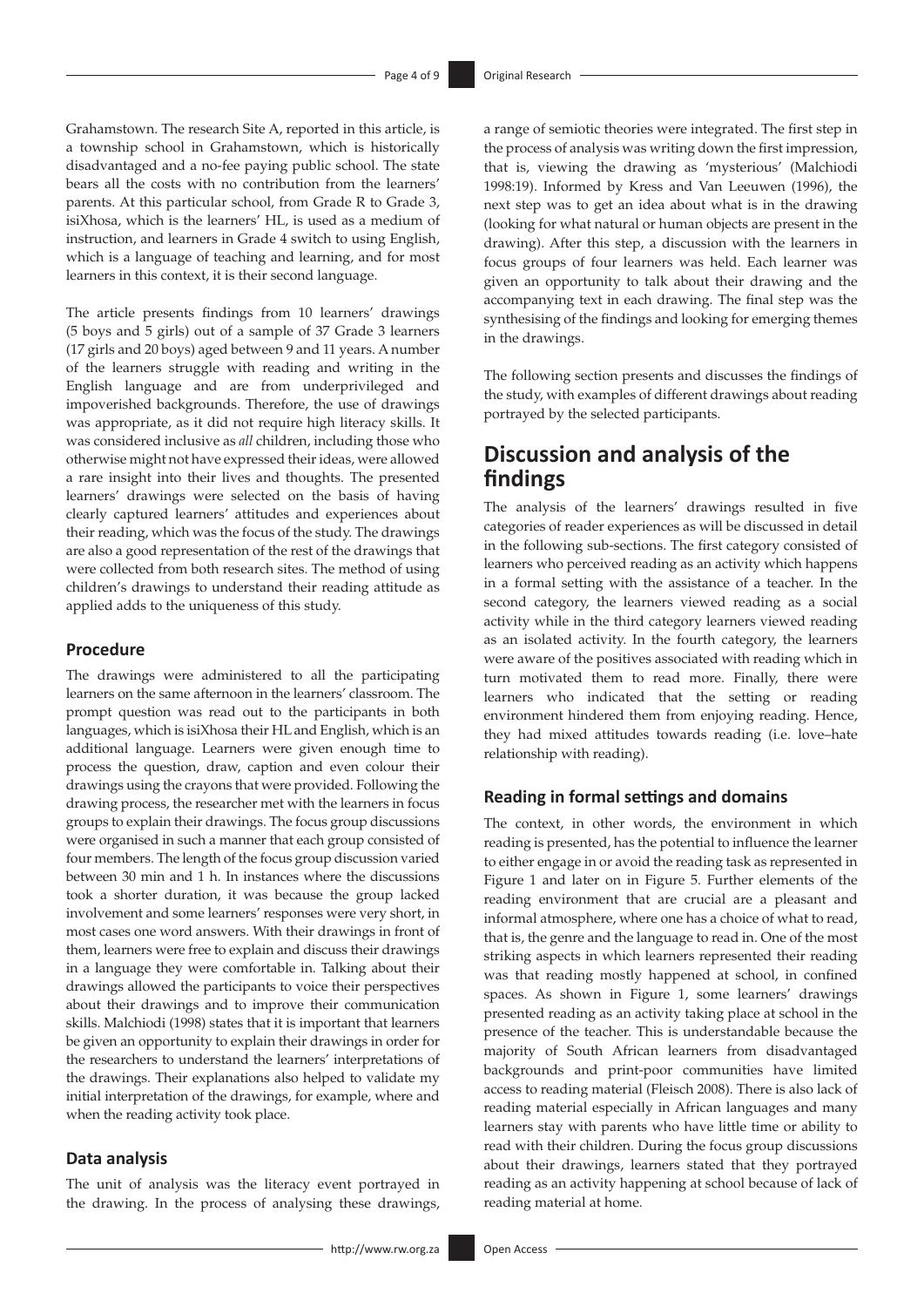Grahamstown. The research Site A, reported in this article, is a township school in Grahamstown, which is historically disadvantaged and a no-fee paying public school. The state bears all the costs with no contribution from the learners' parents. At this particular school, from Grade R to Grade 3, isiXhosa, which is the learners' HL, is used as a medium of instruction, and learners in Grade 4 switch to using English, which is a language of teaching and learning, and for most learners in this context, it is their second language.

The article presents findings from 10 learners' drawings (5 boys and 5 girls) out of a sample of 37 Grade 3 learners (17 girls and 20 boys) aged between 9 and 11 years. A number of the learners struggle with reading and writing in the English language and are from underprivileged and impoverished backgrounds. Therefore, the use of drawings was appropriate, as it did not require high literacy skills. It was considered inclusive as *all* children, including those who otherwise might not have expressed their ideas, were allowed a rare insight into their lives and thoughts. The presented learners' drawings were selected on the basis of having clearly captured learners' attitudes and experiences about their reading, which was the focus of the study. The drawings are also a good representation of the rest of the drawings that were collected from both research sites. The method of using children's drawings to understand their reading attitude as applied adds to the uniqueness of this study.

### Procedure

The drawings were administered to all the participating learners on the same afternoon in the learners' classroom. The prompt question was read out to the participants in both languages, which is isiXhosa their HL and English, which is an additional language. Learners were given enough time to process the question, draw, caption and even colour their drawings using the crayons that were provided. Following the drawing process, the researcher met with the learners in focus groups to explain their drawings. The focus group discussions were organised in such a manner that each group consisted of four members. The length of the focus group discussion varied between 30 min and 1 h. In instances where the discussions took a shorter duration, it was because the group lacked involvement and some learners' responses were very short, in most cases one word answers. With their drawings in front of them, learners were free to explain and discuss their drawings in a language they were comfortable in. Talking about their drawings allowed the participants to voice their perspectives about their drawings and to improve their communication skills. Malchiodi (1998) states that it is important that learners be given an opportunity to explain their drawings in order for the researchers to understand the learners' interpretations of the drawings. Their explanations also helped to validate my initial interpretation of the drawings, for example, where and when the reading activity took place.

### Data analysis

The unit of analysis was the literacy event portrayed in the drawing. In the process of analysing these drawings, a range of semiotic theories were integrated. The first step in the process of analysis was writing down the first impression, that is, viewing the drawing as 'mysterious' (Malchiodi 1998:19). Informed by Kress and Van Leeuwen (1996), the next step was to get an idea about what is in the drawing (looking for what natural or human objects are present in the drawing). After this step, a discussion with the learners in focus groups of four learners was held. Each learner was given an opportunity to talk about their drawing and the accompanying text in each drawing. The final step was the synthesising of the findings and looking for emerging themes in the drawings.

The following section presents and discusses the findings of the study, with examples of different drawings about reading portrayed by the selected participants.

## Discussion and analysis of the findings

The analysis of the learners' drawings resulted in five categories of reader experiences as will be discussed in detail in the following sub-sections. The first category consisted of learners who perceived reading as an activity which happens in a formal setting with the assistance of a teacher. In the second category, the learners viewed reading as a social activity while in the third category learners viewed reading as an isolated activity. In the fourth category, the learners were aware of the positives associated with reading which in turn motivated them to read more. Finally, there were learners who indicated that the setting or reading environment hindered them from enjoying reading. Hence, they had mixed attitudes towards reading (i.e. love–hate relationship with reading).

### Reading in formal settings and domains

The context, in other words, the environment in which reading is presented, has the potential to influence the learner to either engage in or avoid the reading task as represented in Figure 1 and later on in Figure 5. Further elements of the reading environment that are crucial are a pleasant and informal atmosphere, where one has a choice of what to read, that is, the genre and the language to read in. One of the most striking aspects in which learners represented their reading was that reading mostly happened at school, in confined spaces. As shown in Figure 1, some learners' drawings presented reading as an activity taking place at school in the presence of the teacher. This is understandable because the majority of South African learners from disadvantaged backgrounds and print-poor communities have limited access to reading material (Fleisch 2008). There is also lack of reading material especially in African languages and many learners stay with parents who have little time or ability to read with their children. During the focus group discussions about their drawings, learners stated that they portrayed reading as an activity happening at school because of lack of reading material at home.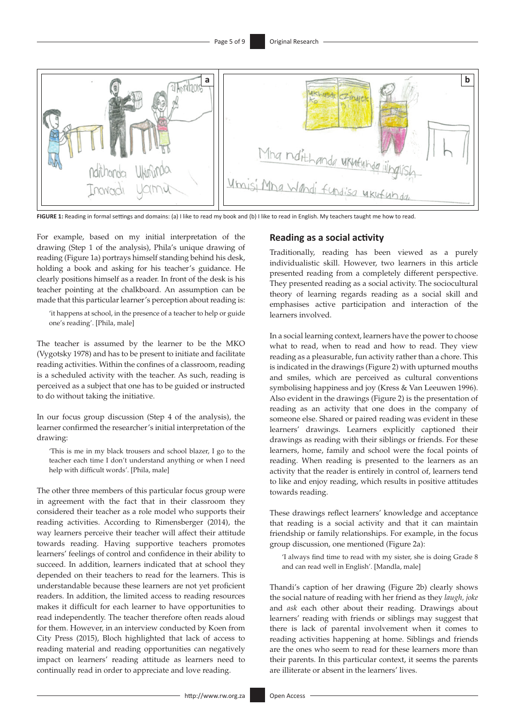**FIGURE 1:** Reading in formal settings and domains: (a) I like to read my book and (b) I like to read in English. My teachers taught me how to read.

For example, based on my initial interpretation of the drawing (Step 1 of the analysis), Phila's unique drawing of reading (Figure 1a) portrays himself standing behind his desk, holding a book and asking for his teacher's guidance. He clearly positions himself as a reader. In front of the desk is his teacher pointing at the chalkboard. An assumption can be made that this particular learner's perception about reading is:

> 'it happens at school, in the presence of a teacher to help or guide one's reading'. [Phila, male]

The teacher is assumed by the learner to be the MKO (Vygotsky 1978) and has to be present to initiate and facilitate reading activities. Within the confines of a classroom, reading is a scheduled activity with the teacher. As such, reading is perceived as a subject that one has to be guided or instructed to do without taking the initiative.

In our focus group discussion (Step 4 of the analysis), the learner confirmed the researcher's initial interpretation of the drawing:

> 'This is me in my black trousers and school blazer, I go to the teacher each time I don't understand anything or when I need help with difficult words'. [Phila, male]

The other three members of this particular focus group were in agreement with the fact that in their classroom they considered their teacher as a role model who supports their reading activities. According to Rimensberger (2014), the way learners perceive their teacher will affect their attitude towards reading. Having supportive teachers promotes learners' feelings of control and confidence in their ability to succeed. In addition, learners indicated that at school they depended on their teachers to read for the learners. This is understandable because these learners are not yet proficient readers. In addition, the limited access to reading resources makes it difficult for each learner to have opportunities to read independently. The teacher therefore often reads aloud for them. However, in an interview conducted by Koen from City Press (2015), Bloch highlighted that lack of access to reading material and reading opportunities can negatively impact on learners' reading attitude as learners need to continually read in order to appreciate and love reading.

## Reading as a social activity

Traditionally, reading has been viewed as a purely individualistic skill. However, two learners in this article presented reading from a completely different perspective. They presented reading as a social activity. The sociocultural theory of learning regards reading as a social skill and emphasises active participation and interaction of the learners involved.

In a social learning context, learners have the power to choose what to read, when to read and how to read. They view reading as a pleasurable, fun activity rather than a chore. This is indicated in the drawings (Figure 2) with upturned mouths and smiles, which are perceived as cultural conventions symbolising happiness and joy (Kress & Van Leeuwen 1996). Also evident in the drawings (Figure 2) is the presentation of reading as an activity that one does in the company of someone else. Shared or paired reading was evident in these learners' drawings. Learners explicitly captioned their drawings as reading with their siblings or friends. For these learners, home, family and school were the focal points of reading. When reading is presented to the learners as an activity that the reader is entirely in control of, learners tend to like and enjoy reading, which results in positive attitudes towards reading.

These drawings reflect learners' knowledge and acceptance that reading is a social activity and that it can maintain friendship or family relationships. For example, in the focus group discussion, one mentioned (Figure 2a):

> 'I always find time to read with my sister, she is doing Grade 8 and can read well in English'. [Mandla, male]

Thandi's caption of her drawing (Figure 2b) clearly shows the social nature of reading with her friend as they *laugh, joke* and *ask* each other about their reading. Drawings about learners' reading with friends or siblings may suggest that there is lack of parental involvement when it comes to reading activities happening at home. Siblings and friends are the ones who seem to read for these learners more than their parents. In this particular context, it seems the parents are illiterate or absent in the learners' lives.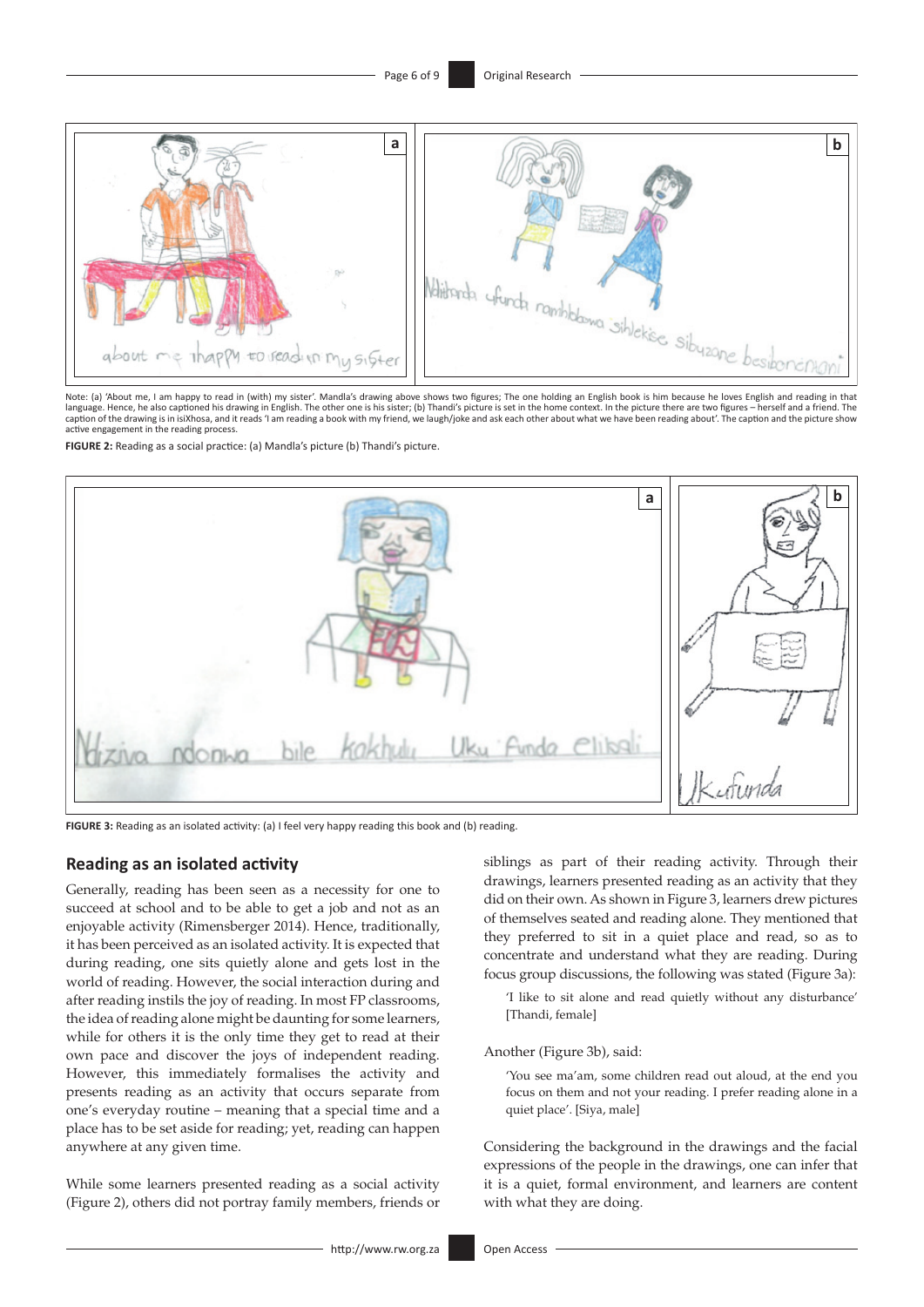Note: (a) 'About me, I am happy to read in (with) my sister'. Mandla's drawing above shows two figures; The one holding an English book is him because he loves English and reading in that language. Hence, he also captioned his drawing in English. The other one is his sister; (b) Thandi's picture is set in the home context. In the picture there are two figures – herself and a friend. The caption of the drawing is in isiXhosa, and it reads 'I am reading a book with my friend, we laugh/joke and ask each other about what we have been reading about'. The caption and the picture show active engagement in the reading process.

**FIGURE 2:** Reading as a social practice: (a) Mandla's picture (b) Thandi's picture.

**FIGURE 3:** Reading as an isolated activity: (a) I feel very happy reading this book and (b) reading.

## Reading as an isolated activity

Generally, reading has been seen as a necessity for one to succeed at school and to be able to get a job and not as an enjoyable activity (Rimensberger 2014). Hence, traditionally, it has been perceived as an isolated activity. It is expected that during reading, one sits quietly alone and gets lost in the world of reading. However, the social interaction during and after reading instils the joy of reading. In most FP classrooms, the idea of reading alone might be daunting for some learners, while for others it is the only time they get to read at their own pace and discover the joys of independent reading. However, this immediately formalises the activity and presents reading as an activity that occurs separate from one's everyday routine – meaning that a special time and a place has to be set aside for reading; yet, reading can happen anywhere at any given time.

While some learners presented reading as a social activity (Figure 2), others did not portray family members, friends or siblings as part of their reading activity. Through their drawings, learners presented reading as an activity that they did on their own. As shown in Figure 3, learners drew pictures of themselves seated and reading alone. They mentioned that they preferred to sit in a quiet place and read, so as to concentrate and understand what they are reading. During focus group discussions, the following was stated (Figure 3a):

> 'I like to sit alone and read quietly without any disturbance' [Thandi, female]

Another (Figure 3b), said:

> 'You see ma'am, some children read out aloud, at the end you focus on them and not your reading. I prefer reading alone in a quiet place'. [Siya, male]

Considering the background in the drawings and the facial expressions of the people in the drawings, one can infer that it is a quiet, formal environment, and learners are content with what they are doing.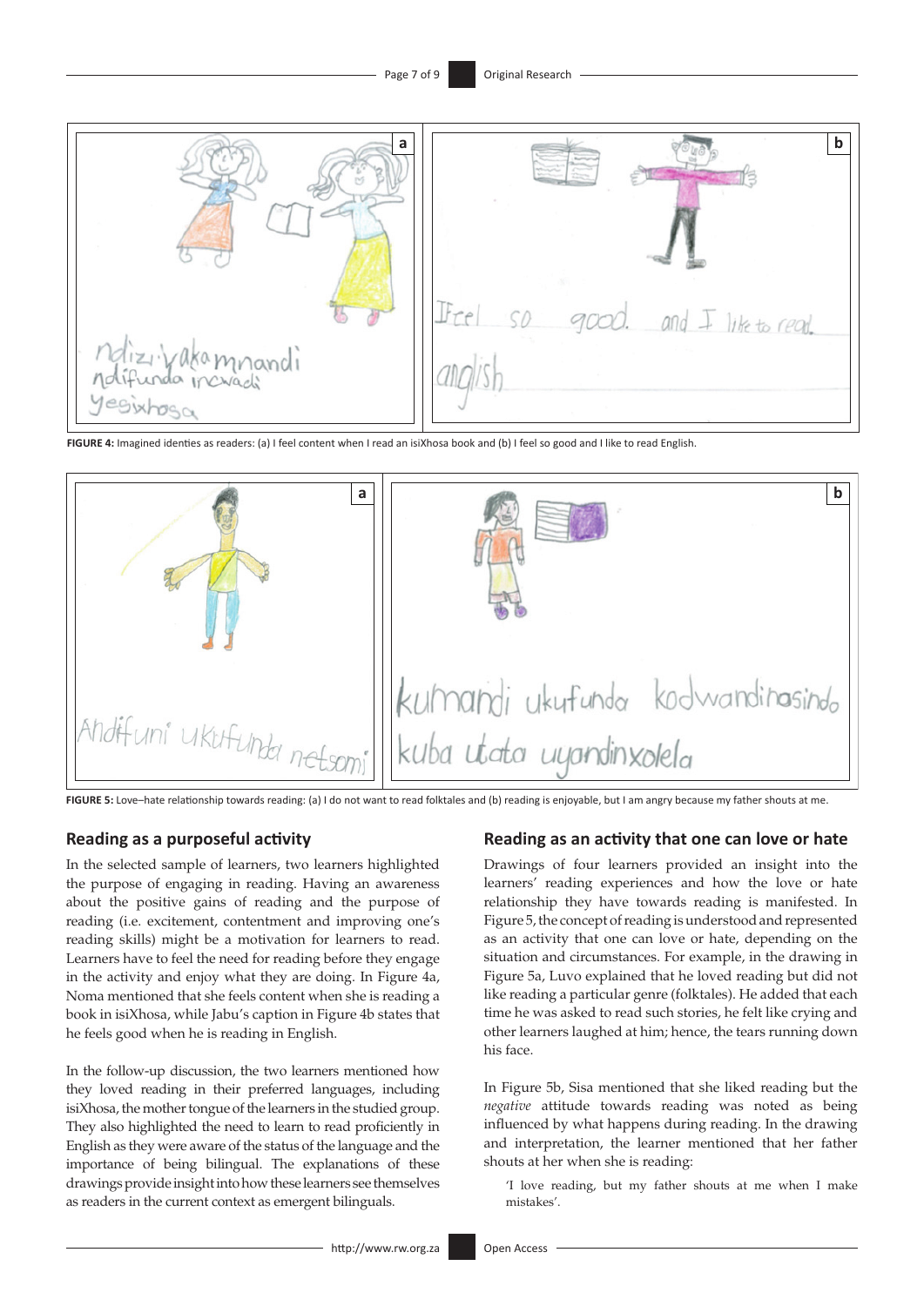FIGURE 4: Imagined identies as readers: (a) I feel content when I read an isiXhosa book and (b) I feel so good and I like to read English.

FIGURE 5: Love–hate relationship towards reading: (a) I do not want to read folktales and (b) reading is enjoyable, but I am angry because my father shouts at me.

## Reading as a purposeful activity

In the selected sample of learners, two learners highlighted the purpose of engaging in reading. Having an awareness about the positive gains of reading and the purpose of reading (i.e. excitement, contentment and improving one's reading skills) might be a motivation for learners to read. Learners have to feel the need for reading before they engage in the activity and enjoy what they are doing. In Figure 4a, Noma mentioned that she feels content when she is reading a book in isiXhosa, while Jabu's caption in Figure 4b states that he feels good when he is reading in English.

In the follow-up discussion, the two learners mentioned how they loved reading in their preferred languages, including isiXhosa, the mother tongue of the learners in the studied group. They also highlighted the need to learn to read proficiently in English as they were aware of the status of the language and the importance of being bilingual. The explanations of these drawings provide insight into how these learners see themselves as readers in the current context as emergent bilinguals.

## Reading as an activity that one can love or hate

Drawings of four learners provided an insight into the learners' reading experiences and how the love or hate relationship they have towards reading is manifested. In Figure 5, the concept of reading is understood and represented as an activity that one can love or hate, depending on the situation and circumstances. For example, in the drawing in Figure 5a, Luvo explained that he loved reading but did not like reading a particular genre (folktales). He added that each time he was asked to read such stories, he felt like crying and other learners laughed at him; hence, the tears running down his face.

In Figure 5b, Sisa mentioned that she liked reading but the *negative* attitude towards reading was noted as being influenced by what happens during reading. In the drawing and interpretation, the learner mentioned that her father shouts at her when she is reading:

> 'I love reading, but my father shouts at me when I make mistakes'.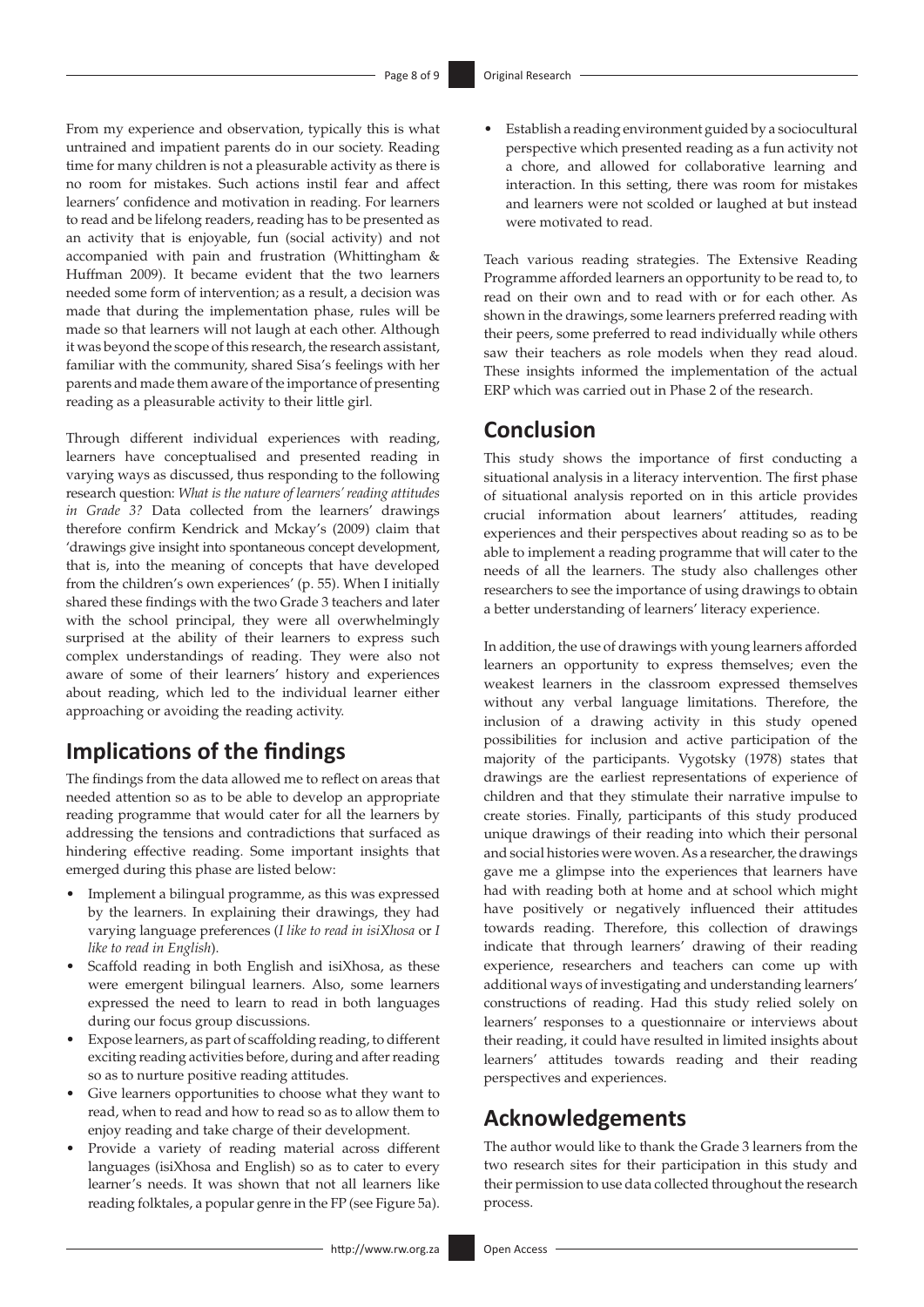From my experience and observation, typically this is what untrained and impatient parents do in our society. Reading time for many children is not a pleasurable activity as there is no room for mistakes. Such actions instil fear and affect learners' confidence and motivation in reading. For learners to read and be lifelong readers, reading has to be presented as an activity that is enjoyable, fun (social activity) and not accompanied with pain and frustration (Whittingham & Huffman 2009). It became evident that the two learners needed some form of intervention; as a result, a decision was made that during the implementation phase, rules will be made so that learners will not laugh at each other. Although it was beyond the scope of this research, the research assistant, familiar with the community, shared Sisa's feelings with her parents and made them aware of the importance of presenting reading as a pleasurable activity to their little girl.

Through different individual experiences with reading, learners have conceptualised and presented reading in varying ways as discussed, thus responding to the following research question: *What is the nature of learners' reading attitudes in Grade 3?* Data collected from the learners' drawings therefore confirm Kendrick and Mckay's (2009) claim that 'drawings give insight into spontaneous concept development, that is, into the meaning of concepts that have developed from the children's own experiences' (p. 55). When I initially shared these findings with the two Grade 3 teachers and later with the school principal, they were all overwhelmingly surprised at the ability of their learners to express such complex understandings of reading. They were also not aware of some of their learners' history and experiences about reading, which led to the individual learner either approaching or avoiding the reading activity.

## Implications of the findings

The findings from the data allowed me to reflect on areas that needed attention so as to be able to develop an appropriate reading programme that would cater for all the learners by addressing the tensions and contradictions that surfaced as hindering effective reading. Some important insights that emerged during this phase are listed below:

- Implement a bilingual programme, as this was expressed by the learners. In explaining their drawings, they had varying language preferences (*I like to read in isiXhosa* or *I like to read in English*).
- Scaffold reading in both English and isiXhosa, as these were emergent bilingual learners. Also, some learners expressed the need to learn to read in both languages during our focus group discussions.
- Expose learners, as part of scaffolding reading, to different exciting reading activities before, during and after reading so as to nurture positive reading attitudes.
- Give learners opportunities to choose what they want to read, when to read and how to read so as to allow them to enjoy reading and take charge of their development.
- Provide a variety of reading material across different languages (isiXhosa and English) so as to cater to every learner's needs. It was shown that not all learners like reading folktales, a popular genre in the FP (see Figure 5a).
- Establish a reading environment guided by a sociocultural perspective which presented reading as a fun activity not a chore, and allowed for collaborative learning and interaction. In this setting, there was room for mistakes and learners were not scolded or laughed at but instead were motivated to read.

Teach various reading strategies. The Extensive Reading Programme afforded learners an opportunity to be read to, to read on their own and to read with or for each other. As shown in the drawings, some learners preferred reading with their peers, some preferred to read individually while others saw their teachers as role models when they read aloud. These insights informed the implementation of the actual ERP which was carried out in Phase 2 of the research.

## Conclusion

This study shows the importance of first conducting a situational analysis in a literacy intervention. The first phase of situational analysis reported on in this article provides crucial information about learners' attitudes, reading experiences and their perspectives about reading so as to be able to implement a reading programme that will cater to the needs of all the learners. The study also challenges other researchers to see the importance of using drawings to obtain a better understanding of learners' literacy experience.

In addition, the use of drawings with young learners afforded learners an opportunity to express themselves; even the weakest learners in the classroom expressed themselves without any verbal language limitations. Therefore, the inclusion of a drawing activity in this study opened possibilities for inclusion and active participation of the majority of the participants. Vygotsky (1978) states that drawings are the earliest representations of experience of children and that they stimulate their narrative impulse to create stories. Finally, participants of this study produced unique drawings of their reading into which their personal and social histories were woven. As a researcher, the drawings gave me a glimpse into the experiences that learners have had with reading both at home and at school which might have positively or negatively influenced their attitudes towards reading. Therefore, this collection of drawings indicate that through learners' drawing of their reading experience, researchers and teachers can come up with additional ways of investigating and understanding learners' constructions of reading. Had this study relied solely on learners' responses to a questionnaire or interviews about their reading, it could have resulted in limited insights about learners' attitudes towards reading and their reading perspectives and experiences.

## Acknowledgements

The author would like to thank the Grade 3 learners from the two research sites for their participation in this study and their permission to use data collected throughout the research process.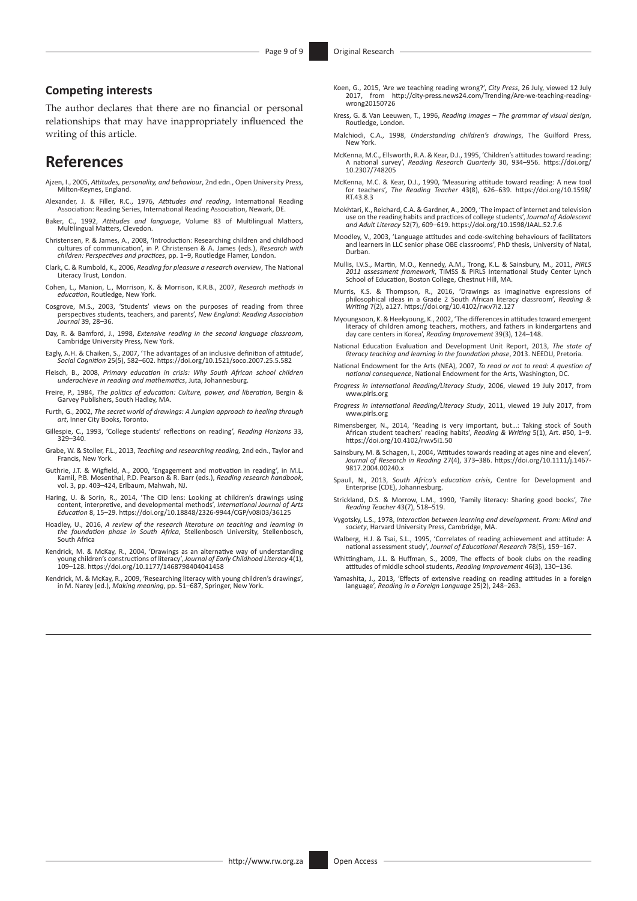## Competing interests

The author declares that there are no financial or personal relationships that may have inappropriately influenced the writing of this article.

# References

Ajzen, I., 2005, *Attitudes, personality, and behaviour*, 2nd edn., Open University Press, Milton-Keynes, England.

Alexander, J. & Filler, R.C., 1976, *Attitudes and reading*, International Reading Association: Reading Series, International Reading Association, Newark, DE.

Baker, C., 1992, *Attitudes and language*, Volume 83 of Multilingual Matters, Multilingual Matters, Clevedon.

Christensen, P. & James, A., 2008, 'Introduction: Researching children and childhood cultures of communication', in P. Christensen & A. James (eds.), *Research with children: Perspectives and practices*, pp. 1–9, Routledge Flamer, London.

Clark, C. & Rumbold, K., 2006, *Reading for pleasure a research overview*, The National Literacy Trust, London.

Cohen, L., Manion, L., Morrison, K. & Morrison, K.R.B., 2007, *Research methods in education*, Routledge, New York.

Cosgrove, M.S., 2003, 'Students' views on the purposes of reading from three perspectives students, teachers, and parents', *New England: Reading Association Journal* 39, 28–36.

Day, R. & Bamford, J., 1998, *Extensive reading in the second language classroom*, Cambridge University Press, New York.

Eagly, A.H. & Chaiken, S., 2007, 'The advantages of an inclusive definition of attitude', *Social Cognition* 25(5), 582–602. https://doi.org/10.1521/soco.2007.25.5.582

Fleisch, B., 2008, *Primary education in crisis: Why South African school children underachieve in reading and mathematics*, Juta, Johannesburg.

Freire, P., 1984, *The politics of education: Culture, power, and liberation*, Bergin & Garvey Publishers, South Hadley, MA.

Furth, G., 2002, *The secret world of drawings: A Jungian approach to healing through art*, Inner City Books, Toronto.

Gillespie, C., 1993, 'College students' reflections on reading', *Reading Horizons* 33, 329–340.

Grabe, W. & Stoller, F.L., 2013, *Teaching and researching reading*, 2nd edn., Taylor and Francis, New York.

Guthrie, J.T. & Wigfield, A., 2000, 'Engagement and motivation in reading', in M.L. Kamil, P.B. Mosenthal, P.D. Pearson & R. Barr (eds.), *Reading research handbook*, vol. 3, pp. 403–424, Erlbaum, Mahwah, NJ.

Haring, U. & Sorin, R., 2014, 'The CID lens: Looking at children's drawings using content, interpretive, and developmental methods', *International Journal of Arts Education* 8, 15–29. https://doi.org/10.18848/2326-9944/CGP/v08i03/36125

Hoadley, U., 2016, *A review of the research literature on teaching and learning in the foundation phase in South Africa*, Stellenbosch University, Stellenbosch, South Africa

Kendrick, M. & McKay, R., 2004, 'Drawings as an alternative way of understanding young children's constructions of literacy', *Journal of Early Childhood Literacy* 4(1), 109–128. https://doi.org/10.1177/1468798404041458

Kendrick, M. & McKay, R., 2009, 'Researching literacy with young children's drawings', in M. Narey (ed.), *Making meaning*, pp. 51–687, Springer, New York.

Koen, G., 2015, 'Are we teaching reading wrong?', *City Press*, 26 July, viewed 12 July 2017, from http://city-press.news24.com/Trending/Are-we-teaching-reading-wrong20150726

Kress, G. & Van Leeuwen, T., 1996, *Reading images – The grammar of visual design*, Routledge, London.

Malchiodi, C.A., 1998, *Understanding children's drawings*, The Guilford Press, New York.

McKenna, M.C., Ellsworth, R.A. & Kear, D.J., 1995, 'Children's attitudes toward reading: A national survey', *Reading Research Quarterly* 30, 934–956. https://doi.org/10.2307/748205

McKenna, M.C. & Kear, D.J., 1990, 'Measuring attitude toward reading: A new tool for teachers', *The Reading Teacher* 43(8), 626–639. https://doi.org/10.1598/RT.43.8.3

Mokhtari, K., Reichard, C.A. & Gardner, A., 2009, 'The impact of internet and television use on the reading habits and practices of college students', *Journal of Adolescent and Adult Literacy* 52(7), 609–619. https://doi.org/10.1598/JAAL.52.7.6

Moodley, V., 2003, 'Language attitudes and code-switching behaviours of facilitators and learners in LLC senior phase OBE classrooms', PhD thesis, University of Natal, Durban.

Mullis, I.V.S., Martin, M.O., Kennedy, A.M., Trong, K.L. & Sainsbury, M., 2011, *PIRLS 2011 assessment framework*, TIMSS & PIRLS International Study Center Lynch School of Education, Boston College, Chestnut Hill, MA.

Murris, K.S. & Thompson, R., 2016, 'Drawings as imaginative expressions of philosophical ideas in a Grade 2 South African literacy classroom', *Reading & Writing* 7(2), a127. https://doi.org/10.4102/rw.v7i2.127

Myoungsoon, K. & Heekyoung, K., 2002, 'The differences in attitudes toward emergent literacy of children among teachers, mothers, and fathers in kindergartens and day care centers in Korea', *Reading Improvement* 39(3), 124–148.

National Education Evaluation and Development Unit Report, 2013, *The state of literacy teaching and learning in the foundation phase*, 2013. NEEDU, Pretoria.

National Endowment for the Arts (NEA), 2007, *To read or not to read: A question of national consequence*, National Endowment for the Arts, Washington, DC.

*Progress in International Reading/Literacy Study*, 2006, viewed 19 July 2017, from www.pirls.org

*Progress in International Reading/Literacy Study*, 2011, viewed 19 July 2017, from www.pirls.org

Rimensberger, N., 2014, 'Reading is very important, but…: Taking stock of South African student teachers' reading habits', *Reading & Writing* 5(1), Art. #50, 1–9. https://doi.org/10.4102/rw.v5i1.50

Sainsbury, M. & Schagen, I., 2004, 'Attitudes towards reading at ages nine and eleven', *Journal of Research in Reading* 27(4), 373–386. https://doi.org/10.1111/j.1467-9817.2004.00240.x

Spaull, N., 2013, *South Africa's education crisis*, Centre for Development and Enterprise (CDE), Johannesburg.

Strickland, D.S. & Morrow, L.M., 1990, 'Family literacy: Sharing good books', *The Reading Teacher* 43(7), 518–519.

Vygotsky, L.S., 1978, *Interaction between learning and development. From: Mind and society*, Harvard University Press, Cambridge, MA.

Walberg, H.J. & Tsai, S.L., 1995, 'Correlates of reading achievement and attitude: A national assessment study', *Journal of Educational Research* 78(5), 159–167.

Whittingham, J.L. & Huffman, S., 2009, The effects of book clubs on the reading attitudes of middle school students, *Reading Improvement* 46(3), 130–136.

Yamashita, J., 2013, 'Effects of extensive reading on reading attitudes in a foreign language', *Reading in a Foreign Language* 25(2), 248–263.